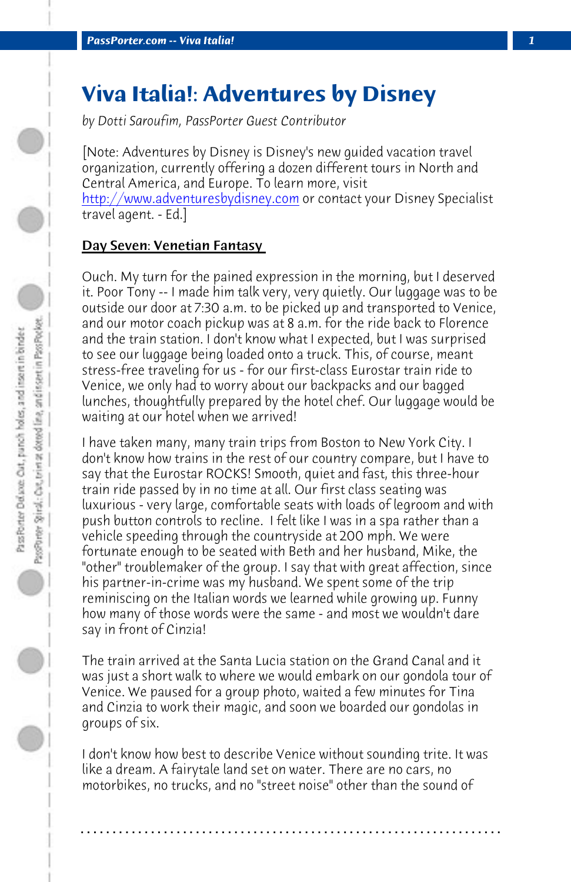# Viva Italia!: Adventures by Disney

*by Dotti Saroufim, PassPorter Guest Contributor*

[Note: Adventures by Disney is Disney's new guided vacation travel organization, currently offering a dozen different tours in North and Central America, and Europe. To learn more, visit http://www.adventuresbydisney.com or contact your Disney Specialist travel agent. - Ed.]

## Day Seven: Venetian Fantasy

Ouch. My turn for the pained expression in the morning, but I deserved it. Poor Tony -- I made him talk very, very quietly. Our luggage was to be outside our door at 7:30 a.m. to be picked up and transported to Venice, and our motor coach pickup was at 8 a.m. for the ride back to Florence and the train station. I don't know what I expected, but I was surprised to see our luggage being loaded onto a truck. This, of course, meant stress-free traveling for us - for our first-class Eurostar train ride to Venice, we only had to worry about our backpacks and our bagged lunches, thoughtfully prepared by the hotel chef. Our luggage would be waiting at our hotel when we arrived!

I have taken many, many train trips from Boston to New York City. I don't know how trains in the rest of our country compare, but I have to say that the Eurostar ROCKS! Smooth, quiet and fast, this three-hour train ride passed by in no time at all. Our first class seating was luxurious - very large, comfortable seats with loads of legroom and with push button controls to recline. I felt like I was in a spa rather than a vehicle speeding through the countryside at 200 mph. We were fortunate enough to be seated with Beth and her husband, Mike, the "other" troublemaker of the group. I say that with great affection, since his partner-in-crime was my husband. We spent some of the trip reminiscing on the Italian words we learned while growing up. Funny how many of those words were the same - and most we wouldn't dare say in front of Cinzia!

The train arrived at the Santa Lucia station on the Grand Canal and it was just a short walk to where we would embark on our gondola tour of Venice. We paused for a group photo, waited a few minutes for Tina and Cinzia to work their magic, and soon we boarded our gondolas in groups of six.

I don't know how best to describe Venice without sounding trite. It was like a dream. A fairytale land set on water. There are no cars, no motorbikes, no trucks, and no "street noise" other than the sound of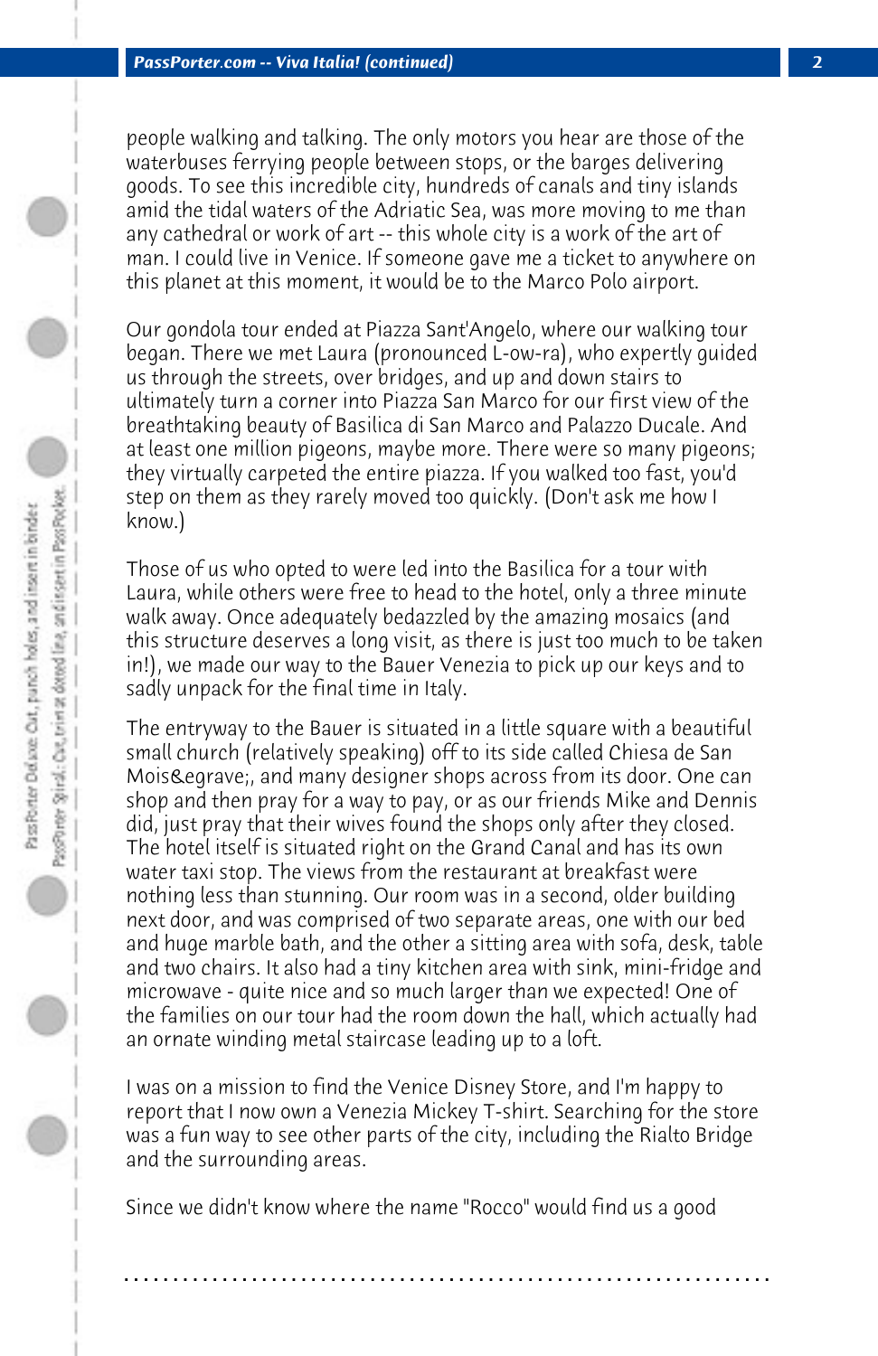people walking and talking. The only motors you hear are those of the waterbuses ferrying people between stops, or the barges delivering goods. To see this incredible city, hundreds of canals and tiny islands amid the tidal waters of the Adriatic Sea, was more moving to me than any cathedral or work of art -- this whole city is a work of the art of man. I could live in Venice. If someone gave me a ticket to anywhere on this planet at this moment, it would be to the Marco Polo airport.

Our gondola tour ended at Piazza Sant'Angelo, where our walking tour began. There we met Laura (pronounced L-ow-ra), who expertly guided us through the streets, over bridges, and up and down stairs to ultimately turn a corner into Piazza San Marco for our first view of the breathtaking beauty of Basilica di San Marco and Palazzo Ducale. And at least one million pigeons, maybe more. There were so many pigeons; they virtually carpeted the entire piazza. If you walked too fast, you'd step on them as they rarely moved too quickly. (Don't ask me how I know.)

Those of us who opted to were led into the Basilica for a tour with Laura, while others were free to head to the hotel, only a three minute walk away. Once adequately bedazzled by the amazing mosaics (and this structure deserves a long visit, as there is just too much to be taken in!), we made our way to the Bauer Venezia to pick up our keys and to sadly unpack for the final time in Italy.

The entryway to the Bauer is situated in a little square with a beautiful small church (relatively speaking) off to its side called Chiesa de San Mois&egrave;, and many designer shops across from its door. One can shop and then pray for a way to pay, or as our friends Mike and Dennis did, just pray that their wives found the shops only after they closed. The hotel itself is situated right on the Grand Canal and has its own water taxi stop. The views from the restaurant at breakfast were nothing less than stunning. Our room was in a second, older building next door, and was comprised of two separate areas, one with our bed and huge marble bath, and the other a sitting area with sofa, desk, table and two chairs. It also had a tiny kitchen area with sink, mini-fridge and microwave - quite nice and so much larger than we expected! One of the families on our tour had the room down the hall, which actually had an ornate winding metal staircase leading up to a loft.

I was on a mission to find the Venice Disney Store, and I'm happy to report that I now own a Venezia Mickey T-shirt. Searching for the store was a fun way to see other parts of the city, including the Rialto Bridge and the surrounding areas.

Since we didn't know where the name "Rocco" would find us a good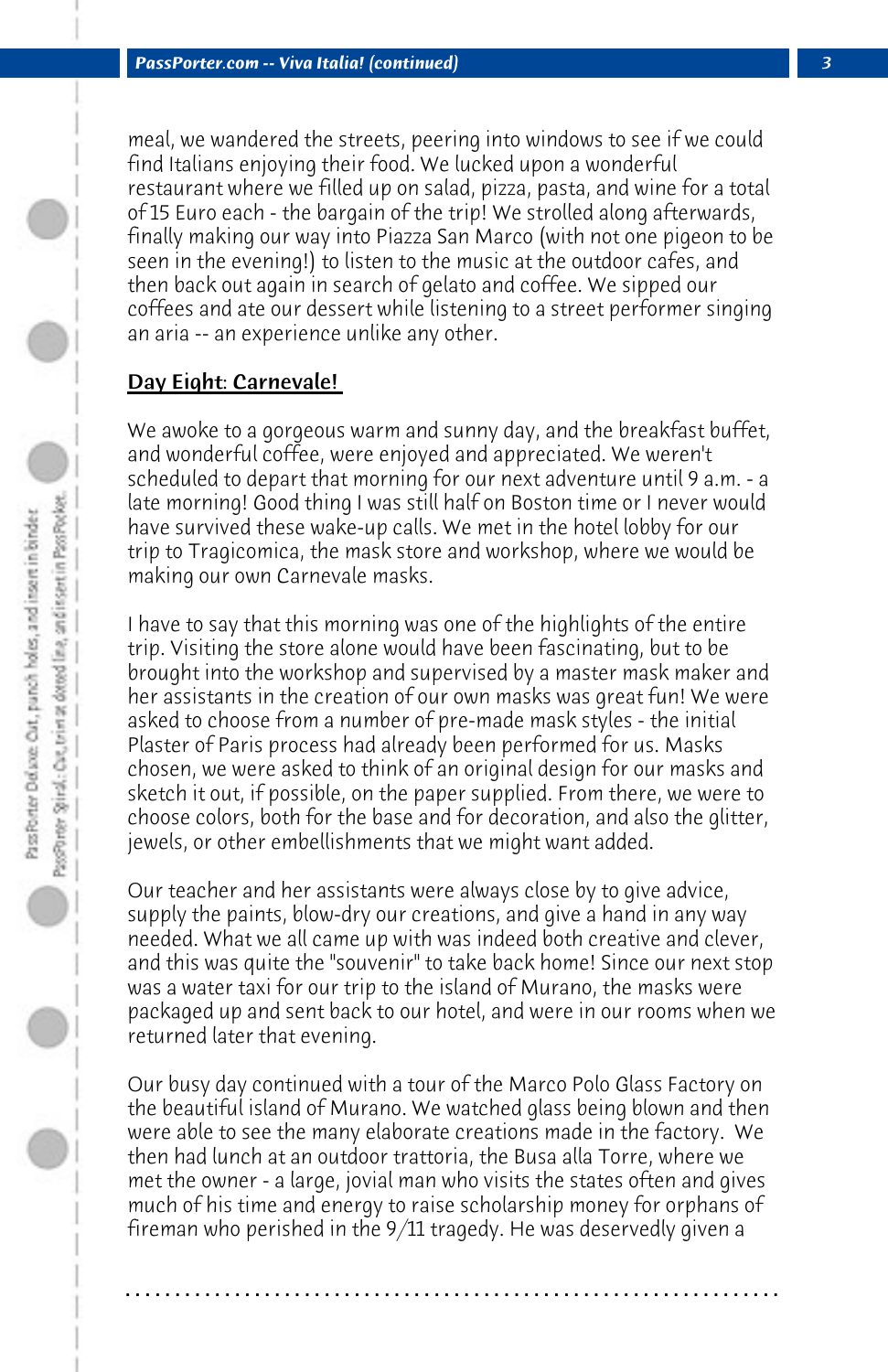meal, we wandered the streets, peering into windows to see if we could find Italians enjoying their food. We lucked upon a wonderful restaurant where we filled up on salad, pizza, pasta, and wine for a total of 15 Euro each - the bargain of the trip! We strolled along afterwards, finally making our way into Piazza San Marco (with not one pigeon to be seen in the evening!) to listen to the music at the outdoor cafes, and then back out again in search of gelato and coffee. We sipped our coffees and ate our dessert while listening to a street performer singing an aria -- an experience unlike any other.

**Day Eight: Carnevale!**

We awoke to a gorgeous warm and sunny day, and the breakfast buffet, and wonderful coffee, were enjoyed and appreciated. We weren't scheduled to depart that morning for our next adventure until 9 a.m. - a late morning! Good thing I was still half on Boston time or I never would have survived these wake-up calls. We met in the hotel lobby for our trip to Tragicomica, the mask store and workshop, where we would be making our own Carnevale masks.

I have to say that this morning was one of the highlights of the entire trip. Visiting the store alone would have been fascinating, but to be brought into the workshop and supervised by a master mask maker and her assistants in the creation of our own masks was great fun! We were asked to choose from a number of pre-made mask styles - the initial Plaster of Paris process had already been performed for us. Masks chosen, we were asked to think of an original design for our masks and sketch it out, if possible, on the paper supplied. From there, we were to choose colors, both for the base and for decoration, and also the glitter, jewels, or other embellishments that we might want added.

Our teacher and her assistants were always close by to give advice, supply the paints, blow-dry our creations, and give a hand in any way needed. What we all came up with was indeed both creative and clever, and this was quite the "souvenir" to take back home! Since our next stop was a water taxi for our trip to the island of Murano, the masks were packaged up and sent back to our hotel, and were in our rooms when we returned later that evening.

Our busy day continued with a tour of the Marco Polo Glass Factory on the beautiful island of Murano. We watched glass being blown and then were able to see the many elaborate creations made in the factory. We then had lunch at an outdoor trattoria, the Busa alla Torre, where we met the owner - a large, jovial man who visits the states often and gives much of his time and energy to raise scholarship money for orphans of fireman who perished in the 9/11 tragedy. He was deservedly given a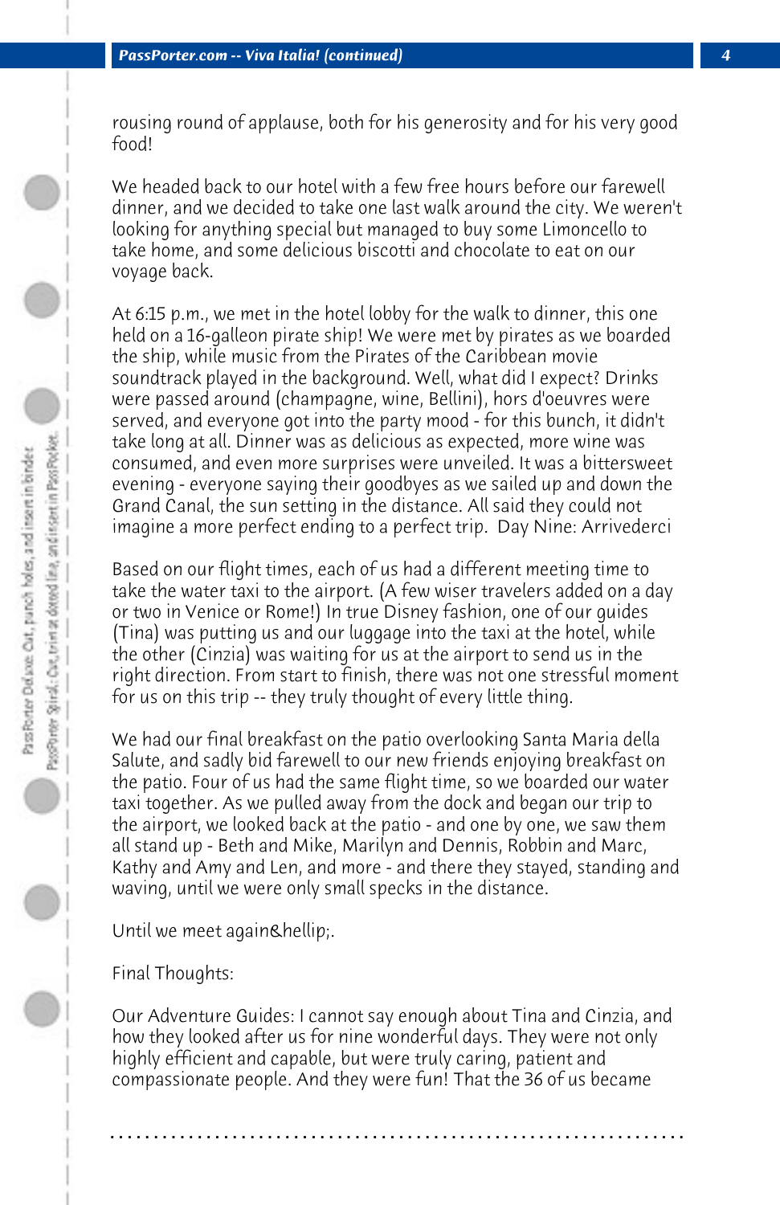rousing round of applause, both for his generosity and for his very good food!

We headed back to our hotel with a few free hours before our farewell dinner, and we decided to take one last walk around the city. We weren't looking for anything special but managed to buy some Limoncello to take home, and some delicious biscotti and chocolate to eat on our voyage back.

At 6:15 p.m., we met in the hotel lobby for the walk to dinner, this one held on a 16-galleon pirate ship! We were met by pirates as we boarded the ship, while music from the Pirates of the Caribbean movie soundtrack played in the background. Well, what did I expect? Drinks were passed around (champagne, wine, Bellini), hors d'oeuvres were served, and everyone got into the party mood - for this bunch, it didn't take long at all. Dinner was as delicious as expected, more wine was consumed, and even more surprises were unveiled. It was a bittersweet evening - everyone saying their goodbyes as we sailed up and down the Grand Canal, the sun setting in the distance. All said they could not imagine a more perfect ending to a perfect trip.  Day Nine: Arrivederci

Based on our flight times, each of us had a different meeting time to take the water taxi to the airport. (A few wiser travelers added on a day or two in Venice or Rome!) In true Disney fashion, one of our guides (Tina) was putting us and our luggage into the taxi at the hotel, while the other (Cinzia) was waiting for us at the airport to send us in the right direction. From start to finish, there was not one stressful moment for us on this trip -- they truly thought of every little thing.

We had our final breakfast on the patio overlooking Santa Maria della Salute, and sadly bid farewell to our new friends enjoying breakfast on the patio. Four of us had the same flight time, so we boarded our water taxi together. As we pulled away from the dock and began our trip to the airport, we looked back at the patio - and one by one, we saw them all stand up - Beth and Mike, Marilyn and Dennis, Robbin and Marc, Kathy and Amy and Len, and more - and there they stayed, standing and waving, until we were only small specks in the distance.

Until we meet again&hellip;.

Final Thoughts:

Our Adventure Guides: I cannot say enough about Tina and Cinzia, and how they looked after us for nine wonderful days. They were not only highly efficient and capable, but were truly caring, patient and compassionate people. And they were fun! That the 36 of us became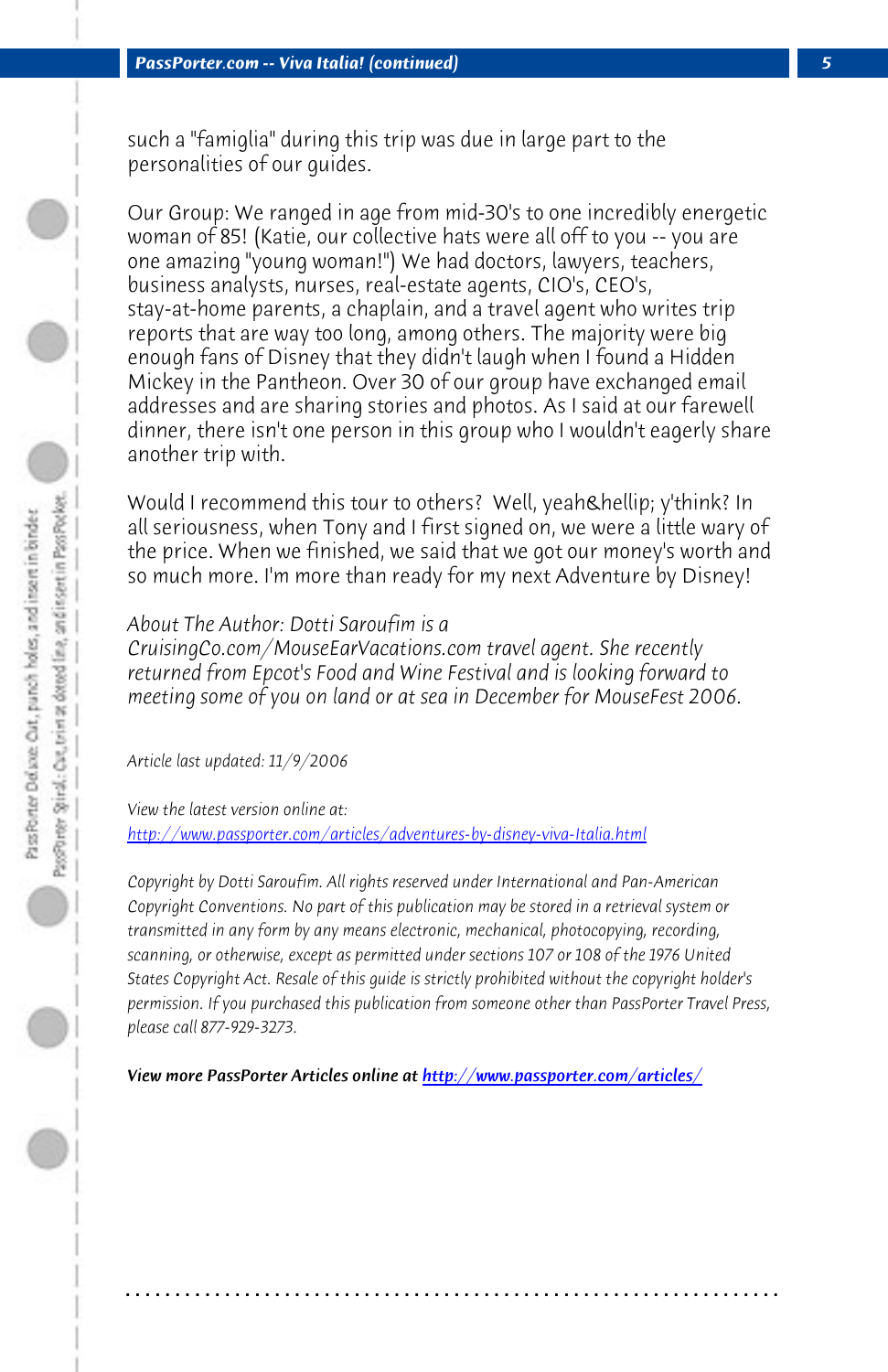such a "famiglia" during this trip was due in large part to the personalities of our guides.

Our Group: We ranged in age from mid-30's to one incredibly energetic woman of 85! (Katie, our collective hats were all off to you -- you are one amazing "young woman!") We had doctors, lawyers, teachers, business analysts, nurses, real-estate agents, CIO's, CEO's, stay-at-home parents, a chaplain, and a travel agent who writes trip reports that are way too long, among others. The majority were big enough fans of Disney that they didn't laugh when I found a Hidden Mickey in the Pantheon. Over 30 of our group have exchanged email addresses and are sharing stories and photos. As I said at our farewell dinner, there isn't one person in this group who I wouldn't eagerly share another trip with.

Would I recommend this tour to others? Well, yeah&hellip; y'think? In all seriousness, when Tony and I first signed on, we were a little wary of the price. When we finished, we said that we got our money's worth and so much more. I'm more than ready for my next Adventure by Disney!

*About The Author: Dotti Saroufim is a CruisingCo.com/MouseEarVacations.com travel agent. She recently returned from Epcot's Food and Wine Festival and is looking forward to meeting some of you on land or at sea in December for MouseFest 2006.*

*Article last updated: 11/9/2006*

*View the latest version online at:*
*[http://www.passporter.com/articles/adventures-by-disney-viva-Italia.html](http://www.passporter.com/articles/adventures-by-disney-viva-Italia.html)*

*Copyright by Dotti Saroufim. All rights reserved under International and Pan-American Copyright Conventions. No part of this publication may be stored in a retrieval system or transmitted in any form by any means electronic, mechanical, photocopying, recording, scanning, or otherwise, except as permitted under sections 107 or 108 of the 1976 United States Copyright Act. Resale of this guide is strictly prohibited without the copyright holder's permission. If you purchased this publication from someone other than PassPorter Travel Press, please call 877-929-3273.*

***View more PassPorter Articles online at [http://www.passporter.com/articles/](http://www.passporter.com/articles/)***